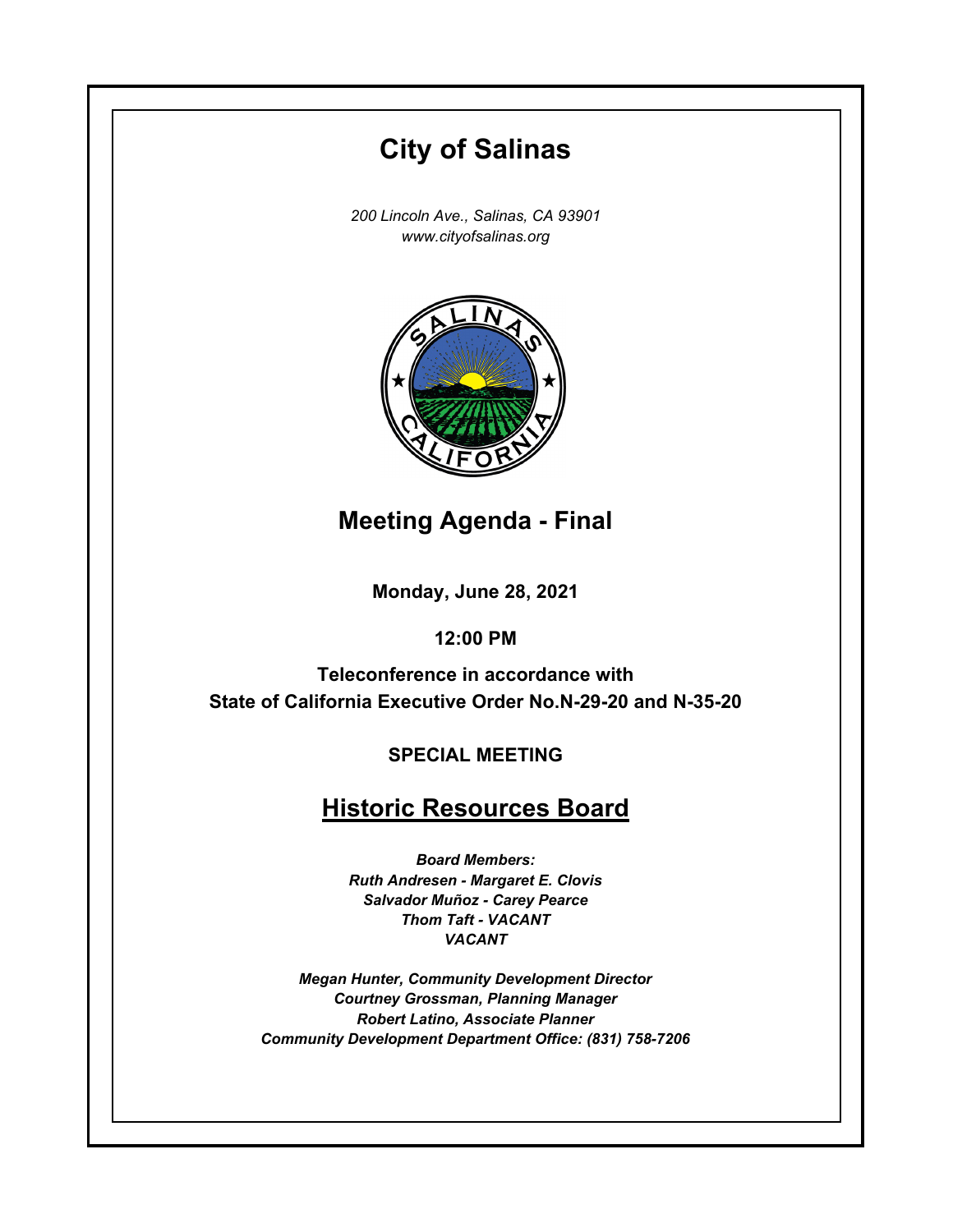# City of Salinas

*200 Lincoln Ave., Salinas, CA 93901*
*www.cityofsalinas.org*

## Meeting Agenda - Final

**Monday, June 28, 2021**

**12:00 PM**

**Teleconference in accordance with State of California Executive Order No.N-29-20 and N-35-20**

**SPECIAL MEETING**

## Historic Resources Board

***Board Members:***
***Ruth Andresen - Margaret E. Clovis***
***Salvador Muñoz - Carey Pearce***
***Thom Taft - VACANT***
***VACANT***

***Megan Hunter, Community Development Director***
***Courtney Grossman, Planning Manager***
***Robert Latino, Associate Planner***
***Community Development Department Office: (831) 758-7206***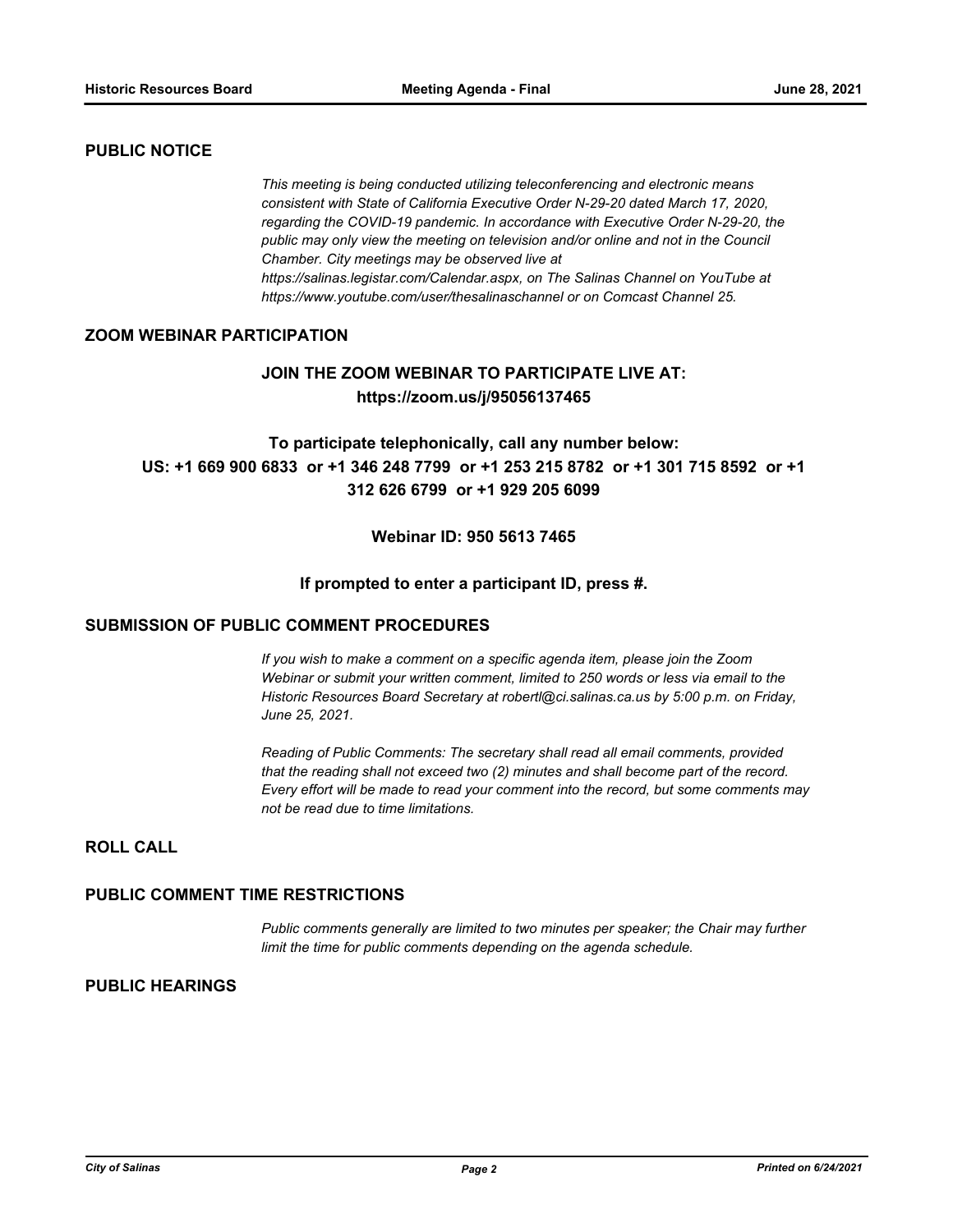## PUBLIC NOTICE

*This meeting is being conducted utilizing teleconferencing and electronic means consistent with State of California Executive Order N-29-20 dated March 17, 2020, regarding the COVID-19 pandemic. In accordance with Executive Order N-29-20, the public may only view the meeting on television and/or online and not in the Council Chamber. City meetings may be observed live at https://salinas.legistar.com/Calendar.aspx, on The Salinas Channel on YouTube at https://www.youtube.com/user/thesalinaschannel or on Comcast Channel 25.*

## ZOOM WEBINAR PARTICIPATION

**JOIN THE ZOOM WEBINAR TO PARTICIPATE LIVE AT:**
**https://zoom.us/j/95056137465**

**To participate telephonically, call any number below:**
**US: +1 669 900 6833 or +1 346 248 7799 or +1 253 215 8782 or +1 301 715 8592 or +1 312 626 6799 or +1 929 205 6099**

**Webinar ID: 950 5613 7465**

**If prompted to enter a participant ID, press #.**

## SUBMISSION OF PUBLIC COMMENT PROCEDURES

*If you wish to make a comment on a specific agenda item, please join the Zoom Webinar or submit your written comment, limited to 250 words or less via email to the Historic Resources Board Secretary at robertl@ci.salinas.ca.us by 5:00 p.m. on Friday, June 25, 2021.*

*Reading of Public Comments: The secretary shall read all email comments, provided that the reading shall not exceed two (2) minutes and shall become part of the record. Every effort will be made to read your comment into the record, but some comments may not be read due to time limitations.*

## ROLL CALL

## PUBLIC COMMENT TIME RESTRICTIONS

*Public comments generally are limited to two minutes per speaker; the Chair may further limit the time for public comments depending on the agenda schedule.*

## PUBLIC HEARINGS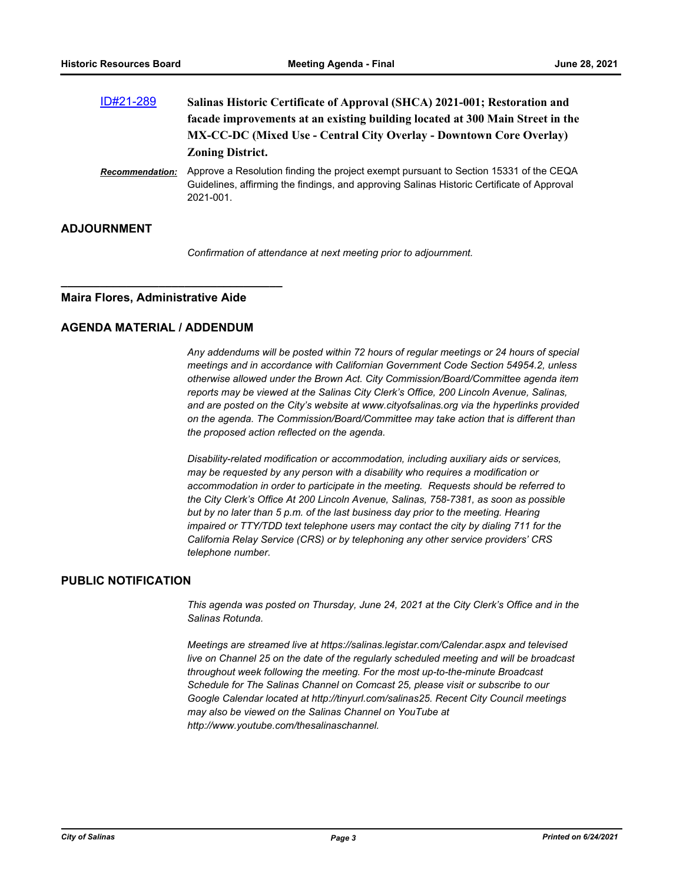[ID#21-289](ID#21-289) **Salinas Historic Certificate of Approval (SHCA) 2021-001; Restoration and facade improvements at an existing building located at 300 Main Street in the MX-CC-DC (Mixed Use - Central City Overlay - Downtown Core Overlay) Zoning District.**

***Recommendation:*** Approve a Resolution finding the project exempt pursuant to Section 15331 of the CEQA Guidelines, affirming the findings, and approving Salinas Historic Certificate of Approval 2021-001.

## ADJOURNMENT

*Confirmation of attendance at next meeting prior to adjournment.*

\_\_\_\_\_\_\_\_\_\_\_\_\_\_\_\_\_\_\_\_\_\_\_\_\_\_\_\_\_\_\_\_\_\_\_

**Maira Flores, Administrative Aide**

## AGENDA MATERIAL / ADDENDUM

*Any addendums will be posted within 72 hours of regular meetings or 24 hours of special meetings and in accordance with Californian Government Code Section 54954.2, unless otherwise allowed under the Brown Act. City Commission/Board/Committee agenda item reports may be viewed at the Salinas City Clerk's Office, 200 Lincoln Avenue, Salinas, and are posted on the City's website at www.cityofsalinas.org via the hyperlinks provided on the agenda. The Commission/Board/Committee may take action that is different than the proposed action reflected on the agenda.*

*Disability-related modification or accommodation, including auxiliary aids or services, may be requested by any person with a disability who requires a modification or accommodation in order to participate in the meeting. Requests should be referred to the City Clerk's Office At 200 Lincoln Avenue, Salinas, 758-7381, as soon as possible but by no later than 5 p.m. of the last business day prior to the meeting. Hearing impaired or TTY/TDD text telephone users may contact the city by dialing 711 for the California Relay Service (CRS) or by telephoning any other service providers' CRS telephone number.*

## PUBLIC NOTIFICATION

*This agenda was posted on Thursday, June 24, 2021 at the City Clerk's Office and in the Salinas Rotunda.*

*Meetings are streamed live at https://salinas.legistar.com/Calendar.aspx and televised live on Channel 25 on the date of the regularly scheduled meeting and will be broadcast throughout week following the meeting. For the most up-to-the-minute Broadcast Schedule for The Salinas Channel on Comcast 25, please visit or subscribe to our Google Calendar located at http://tinyurl.com/salinas25. Recent City Council meetings may also be viewed on the Salinas Channel on YouTube at http://www.youtube.com/thesalinaschannel.*